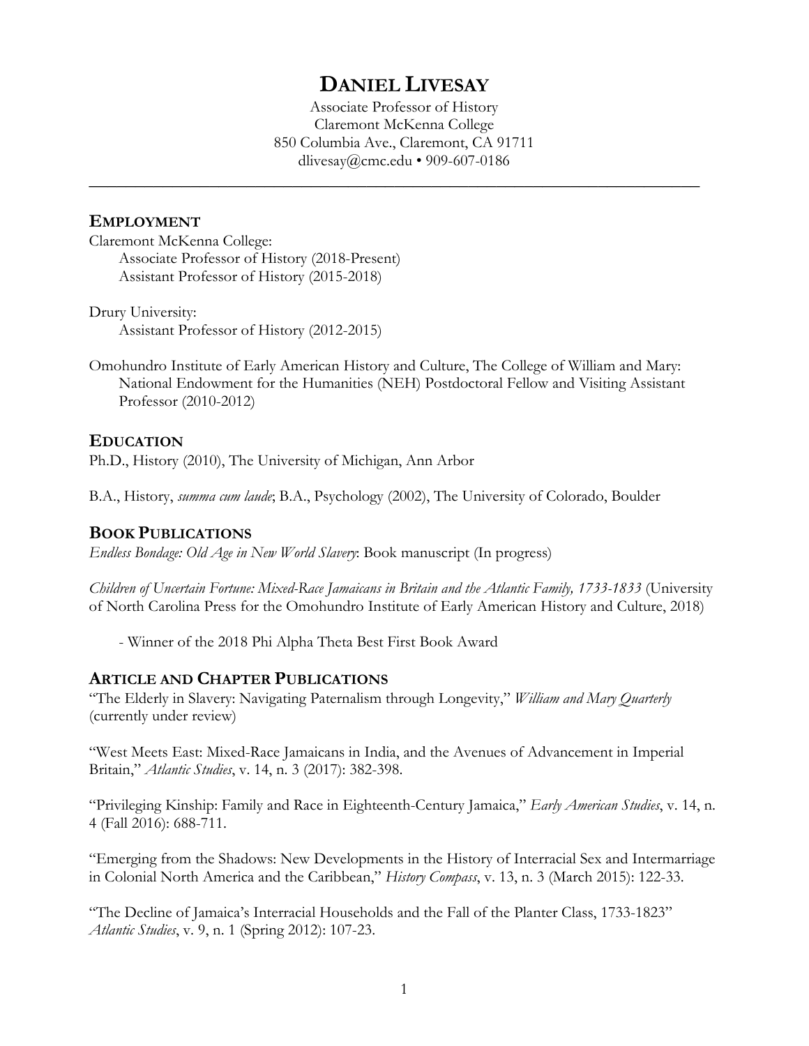# DANIEL LIVESAY

Associate Professor of History
Claremont McKenna College
850 Columbia Ave., Claremont, CA 91711
dlivesay@cmc.edu • 909-607-0186

---

## EMPLOYMENT

Claremont McKenna College:
- Associate Professor of History (2018-Present)
- Assistant Professor of History (2015-2018)

Drury University:
- Assistant Professor of History (2012-2015)

Omohundro Institute of Early American History and Culture, The College of William and Mary:
- National Endowment for the Humanities (NEH) Postdoctoral Fellow and Visiting Assistant Professor (2010-2012)

## EDUCATION

Ph.D., History (2010), The University of Michigan, Ann Arbor

B.A., History, *summa cum laude*; B.A., Psychology (2002), The University of Colorado, Boulder

## BOOK PUBLICATIONS

*Endless Bondage: Old Age in New World Slavery*: Book manuscript (In progress)

*Children of Uncertain Fortune: Mixed-Race Jamaicans in Britain and the Atlantic Family, 1733-1833* (University of North Carolina Press for the Omohundro Institute of Early American History and Culture, 2018)

- Winner of the 2018 Phi Alpha Theta Best First Book Award

## ARTICLE AND CHAPTER PUBLICATIONS

"The Elderly in Slavery: Navigating Paternalism through Longevity," *William and Mary Quarterly* (currently under review)

"West Meets East: Mixed-Race Jamaicans in India, and the Avenues of Advancement in Imperial Britain," *Atlantic Studies*, v. 14, n. 3 (2017): 382-398.

"Privileging Kinship: Family and Race in Eighteenth-Century Jamaica," *Early American Studies*, v. 14, n. 4 (Fall 2016): 688-711.

"Emerging from the Shadows: New Developments in the History of Interracial Sex and Intermarriage in Colonial North America and the Caribbean," *History Compass*, v. 13, n. 3 (March 2015): 122-33.

"The Decline of Jamaica's Interracial Households and the Fall of the Planter Class, 1733-1823" *Atlantic Studies*, v. 9, n. 1 (Spring 2012): 107-23.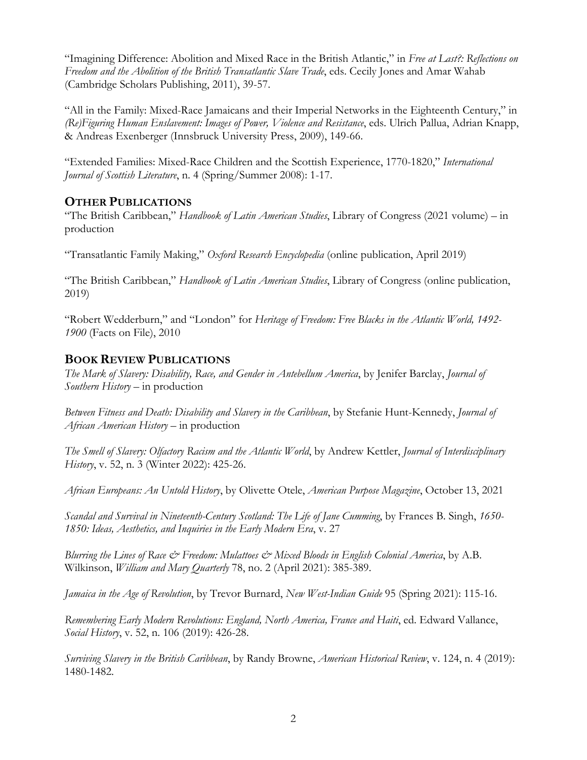"Imagining Difference: Abolition and Mixed Race in the British Atlantic," in *Free at Last?: Reflections on Freedom and the Abolition of the British Transatlantic Slave Trade*, eds. Cecily Jones and Amar Wahab (Cambridge Scholars Publishing, 2011), 39-57.

"All in the Family: Mixed-Race Jamaicans and their Imperial Networks in the Eighteenth Century," in *(Re)Figuring Human Enslavement: Images of Power, Violence and Resistance*, eds. Ulrich Pallua, Adrian Knapp, & Andreas Exenberger (Innsbruck University Press, 2009), 149-66.

"Extended Families: Mixed-Race Children and the Scottish Experience, 1770-1820," *International Journal of Scottish Literature*, n. 4 (Spring/Summer 2008): 1-17.

## OTHER PUBLICATIONS

"The British Caribbean," *Handbook of Latin American Studies*, Library of Congress (2021 volume) – in production

"Transatlantic Family Making," *Oxford Research Encyclopedia* (online publication, April 2019)

"The British Caribbean," *Handbook of Latin American Studies*, Library of Congress (online publication, 2019)

"Robert Wedderburn," and "London" for *Heritage of Freedom: Free Blacks in the Atlantic World, 1492-1900* (Facts on File), 2010

## BOOK REVIEW PUBLICATIONS

*The Mark of Slavery: Disability, Race, and Gender in Antebellum America*, by Jenifer Barclay, *Journal of Southern History* – in production

*Between Fitness and Death: Disability and Slavery in the Caribbean*, by Stefanie Hunt-Kennedy, *Journal of African American History* – in production

*The Smell of Slavery: Olfactory Racism and the Atlantic World*, by Andrew Kettler, *Journal of Interdisciplinary History*, v. 52, n. 3 (Winter 2022): 425-26.

*African Europeans: An Untold History*, by Olivette Otele, *American Purpose Magazine*, October 13, 2021

*Scandal and Survival in Nineteenth-Century Scotland: The Life of Jane Cumming*, by Frances B. Singh, *1650-1850: Ideas, Aesthetics, and Inquiries in the Early Modern Era*, v. 27

*Blurring the Lines of Race & Freedom: Mulattoes & Mixed Bloods in English Colonial America*, by A.B. Wilkinson, *William and Mary Quarterly* 78, no. 2 (April 2021): 385-389.

*Jamaica in the Age of Revolution*, by Trevor Burnard, *New West-Indian Guide* 95 (Spring 2021): 115-16.

*Remembering Early Modern Revolutions: England, North America, France and Haiti*, ed. Edward Vallance, *Social History*, v. 52, n. 106 (2019): 426-28.

*Surviving Slavery in the British Caribbean*, by Randy Browne, *American Historical Review*, v. 124, n. 4 (2019): 1480-1482.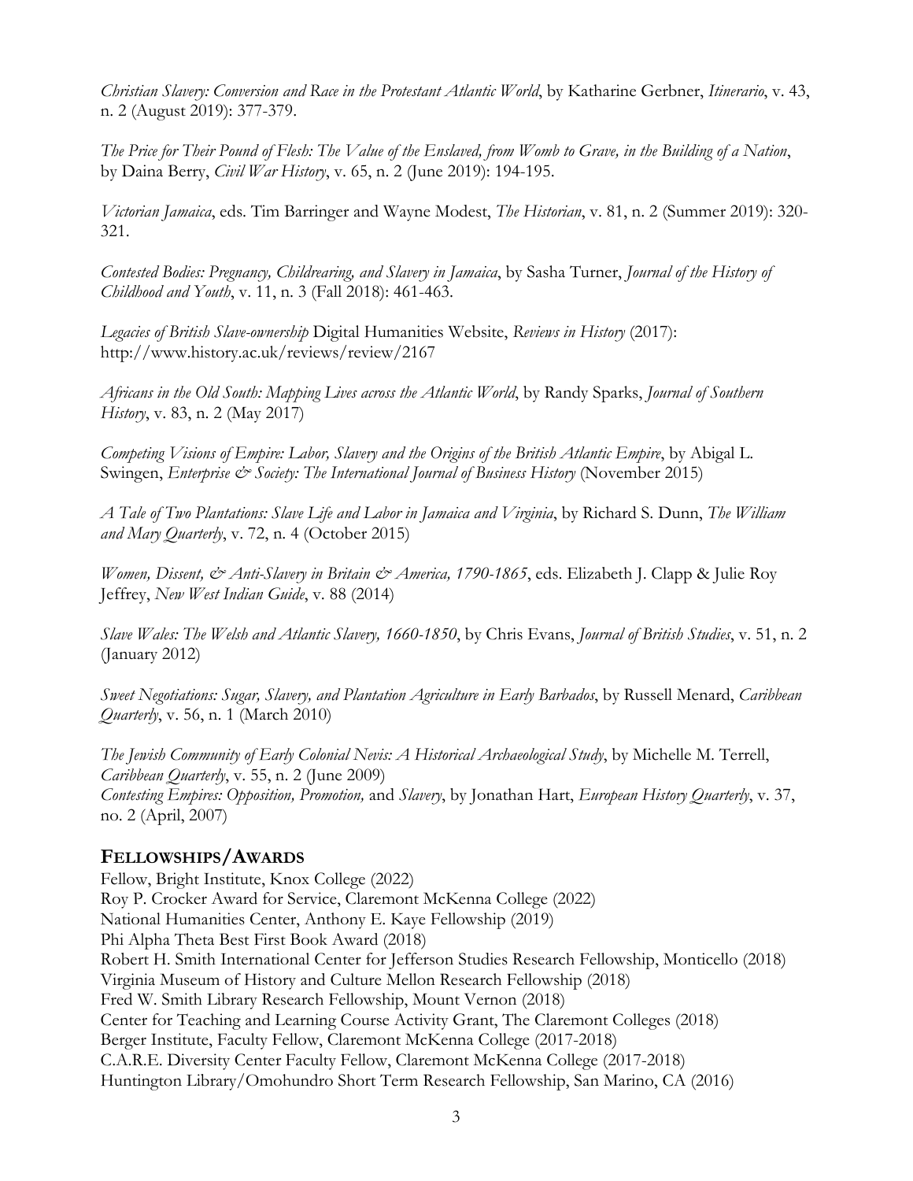*Christian Slavery: Conversion and Race in the Protestant Atlantic World*, by Katharine Gerbner, *Itinerario*, v. 43, n. 2 (August 2019): 377-379.

*The Price for Their Pound of Flesh: The Value of the Enslaved, from Womb to Grave, in the Building of a Nation*, by Daina Berry, *Civil War History*, v. 65, n. 2 (June 2019): 194-195.

*Victorian Jamaica*, eds. Tim Barringer and Wayne Modest, *The Historian*, v. 81, n. 2 (Summer 2019): 320-321.

*Contested Bodies: Pregnancy, Childrearing, and Slavery in Jamaica*, by Sasha Turner, *Journal of the History of Childhood and Youth*, v. 11, n. 3 (Fall 2018): 461-463.

*Legacies of British Slave-ownership* Digital Humanities Website, *Reviews in History* (2017): http://www.history.ac.uk/reviews/review/2167

*Africans in the Old South: Mapping Lives across the Atlantic World*, by Randy Sparks, *Journal of Southern History*, v. 83, n. 2 (May 2017)

*Competing Visions of Empire: Labor, Slavery and the Origins of the British Atlantic Empire*, by Abigal L. Swingen, *Enterprise & Society: The International Journal of Business History* (November 2015)

*A Tale of Two Plantations: Slave Life and Labor in Jamaica and Virginia*, by Richard S. Dunn, *The William and Mary Quarterly*, v. 72, n. 4 (October 2015)

*Women, Dissent, & Anti-Slavery in Britain & America, 1790-1865*, eds. Elizabeth J. Clapp & Julie Roy Jeffrey, *New West Indian Guide*, v. 88 (2014)

*Slave Wales: The Welsh and Atlantic Slavery, 1660-1850*, by Chris Evans, *Journal of British Studies*, v. 51, n. 2 (January 2012)

*Sweet Negotiations: Sugar, Slavery, and Plantation Agriculture in Early Barbados*, by Russell Menard, *Caribbean Quarterly*, v. 56, n. 1 (March 2010)

*The Jewish Community of Early Colonial Nevis: A Historical Archaeological Study*, by Michelle M. Terrell, *Caribbean Quarterly*, v. 55, n. 2 (June 2009)
*Contesting Empires: Opposition, Promotion,* and *Slavery*, by Jonathan Hart, *European History Quarterly*, v. 37, no. 2 (April, 2007)

## FELLOWSHIPS/AWARDS

Fellow, Bright Institute, Knox College (2022)
Roy P. Crocker Award for Service, Claremont McKenna College (2022)
National Humanities Center, Anthony E. Kaye Fellowship (2019)
Phi Alpha Theta Best First Book Award (2018)
Robert H. Smith International Center for Jefferson Studies Research Fellowship, Monticello (2018)
Virginia Museum of History and Culture Mellon Research Fellowship (2018)
Fred W. Smith Library Research Fellowship, Mount Vernon (2018)
Center for Teaching and Learning Course Activity Grant, The Claremont Colleges (2018)
Berger Institute, Faculty Fellow, Claremont McKenna College (2017-2018)
C.A.R.E. Diversity Center Faculty Fellow, Claremont McKenna College (2017-2018)
Huntington Library/Omohundro Short Term Research Fellowship, San Marino, CA (2016)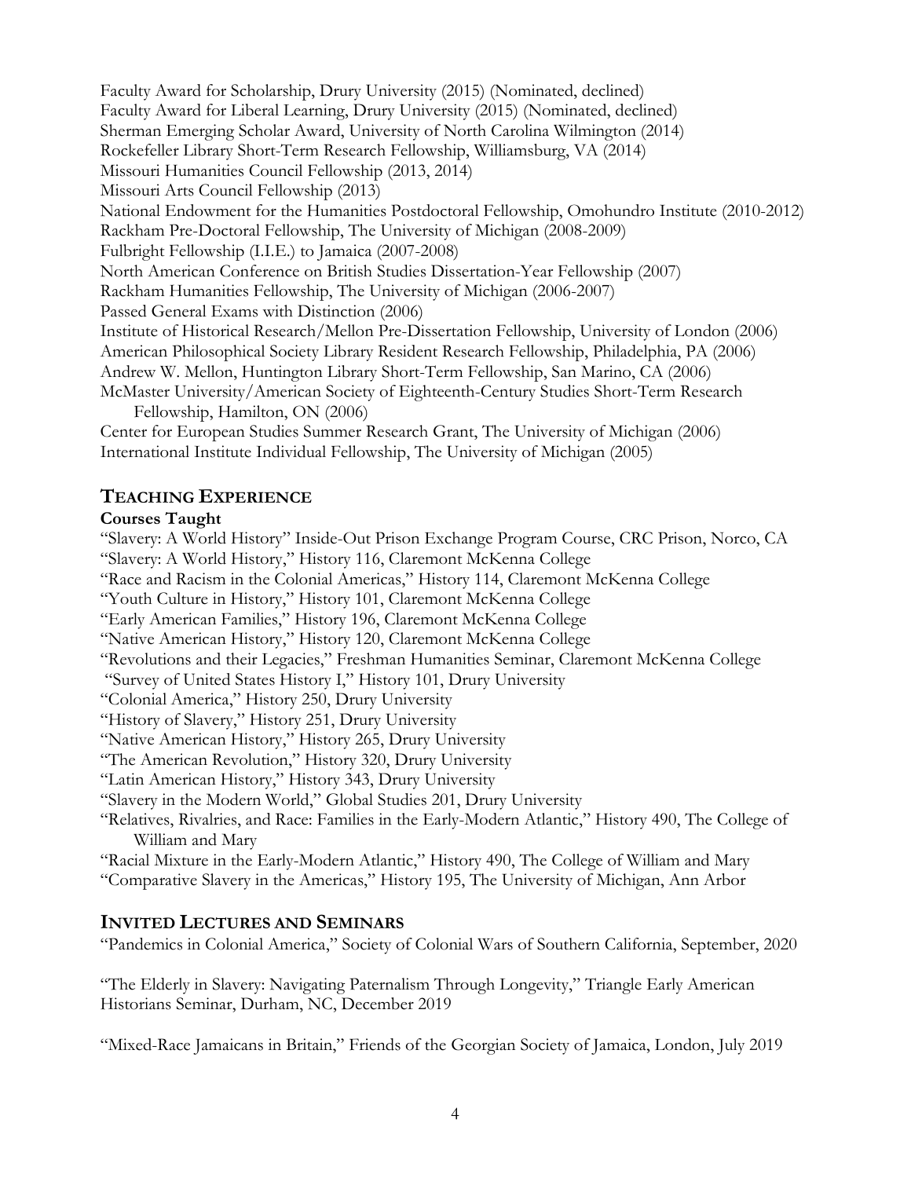Faculty Award for Scholarship, Drury University (2015) (Nominated, declined)
Faculty Award for Liberal Learning, Drury University (2015) (Nominated, declined)
Sherman Emerging Scholar Award, University of North Carolina Wilmington (2014)
Rockefeller Library Short-Term Research Fellowship, Williamsburg, VA (2014)
Missouri Humanities Council Fellowship (2013, 2014)
Missouri Arts Council Fellowship (2013)
National Endowment for the Humanities Postdoctoral Fellowship, Omohundro Institute (2010-2012)
Rackham Pre-Doctoral Fellowship, The University of Michigan (2008-2009)
Fulbright Fellowship (I.I.E.) to Jamaica (2007-2008)
North American Conference on British Studies Dissertation-Year Fellowship (2007)
Rackham Humanities Fellowship, The University of Michigan (2006-2007)
Passed General Exams with Distinction (2006)
Institute of Historical Research/Mellon Pre-Dissertation Fellowship, University of London (2006)
American Philosophical Society Library Resident Research Fellowship, Philadelphia, PA (2006)
Andrew W. Mellon, Huntington Library Short-Term Fellowship, San Marino, CA (2006)
McMaster University/American Society of Eighteenth-Century Studies Short-Term Research Fellowship, Hamilton, ON (2006)
Center for European Studies Summer Research Grant, The University of Michigan (2006)
International Institute Individual Fellowship, The University of Michigan (2005)

## TEACHING EXPERIENCE

**Courses Taught**

"Slavery: A World History" Inside-Out Prison Exchange Program Course, CRC Prison, Norco, CA
"Slavery: A World History," History 116, Claremont McKenna College
"Race and Racism in the Colonial Americas," History 114, Claremont McKenna College
"Youth Culture in History," History 101, Claremont McKenna College
"Early American Families," History 196, Claremont McKenna College
"Native American History," History 120, Claremont McKenna College
"Revolutions and their Legacies," Freshman Humanities Seminar, Claremont McKenna College
"Survey of United States History I," History 101, Drury University
"Colonial America," History 250, Drury University
"History of Slavery," History 251, Drury University
"Native American History," History 265, Drury University
"The American Revolution," History 320, Drury University
"Latin American History," History 343, Drury University
"Slavery in the Modern World," Global Studies 201, Drury University
"Relatives, Rivalries, and Race: Families in the Early-Modern Atlantic," History 490, The College of William and Mary
"Racial Mixture in the Early-Modern Atlantic," History 490, The College of William and Mary
"Comparative Slavery in the Americas," History 195, The University of Michigan, Ann Arbor

## INVITED LECTURES AND SEMINARS

"Pandemics in Colonial America," Society of Colonial Wars of Southern California, September, 2020

"The Elderly in Slavery: Navigating Paternalism Through Longevity," Triangle Early American Historians Seminar, Durham, NC, December 2019

"Mixed-Race Jamaicans in Britain," Friends of the Georgian Society of Jamaica, London, July 2019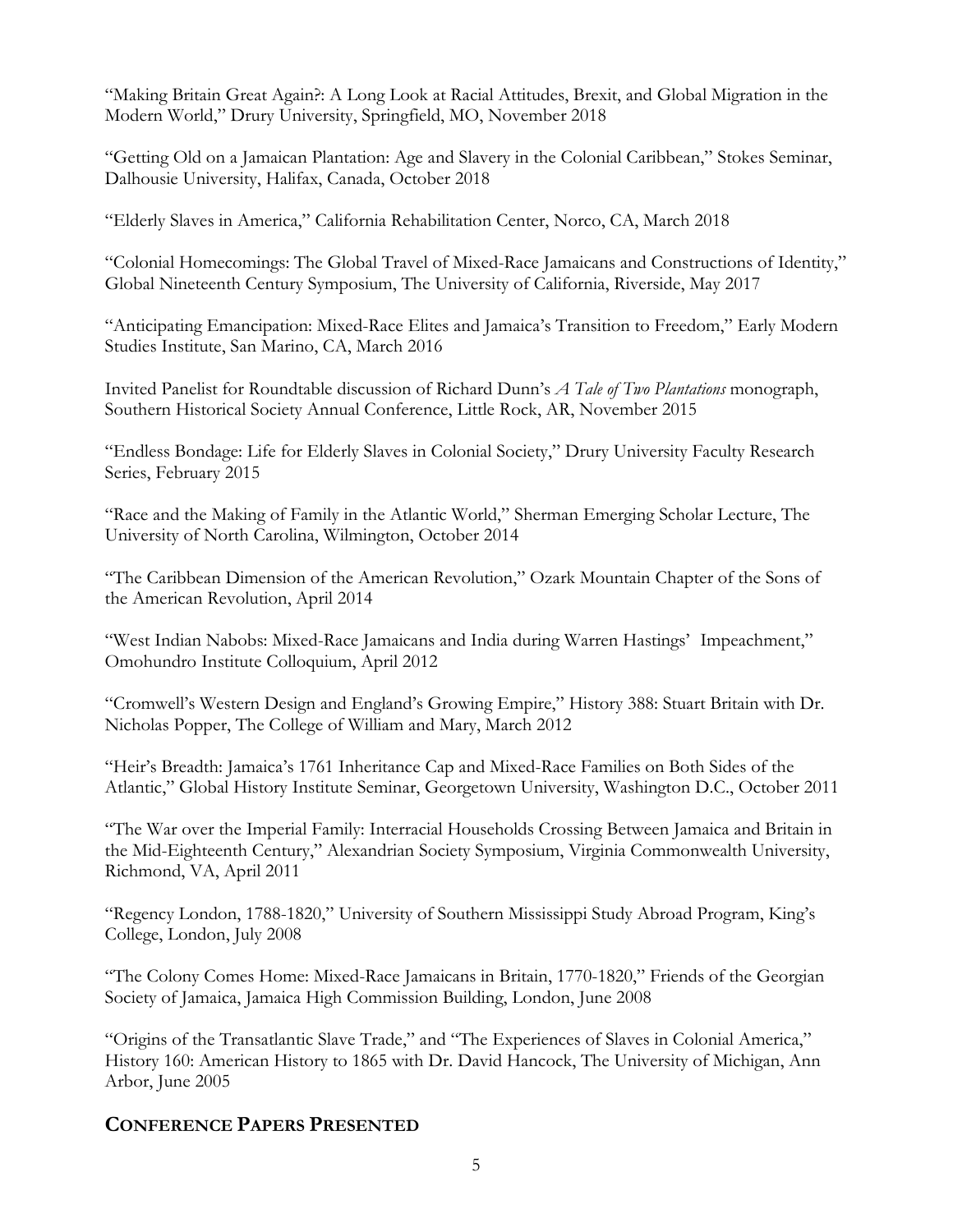"Making Britain Great Again?: A Long Look at Racial Attitudes, Brexit, and Global Migration in the Modern World," Drury University, Springfield, MO, November 2018

"Getting Old on a Jamaican Plantation: Age and Slavery in the Colonial Caribbean," Stokes Seminar, Dalhousie University, Halifax, Canada, October 2018

"Elderly Slaves in America," California Rehabilitation Center, Norco, CA, March 2018

"Colonial Homecomings: The Global Travel of Mixed-Race Jamaicans and Constructions of Identity," Global Nineteenth Century Symposium, The University of California, Riverside, May 2017

"Anticipating Emancipation: Mixed-Race Elites and Jamaica's Transition to Freedom," Early Modern Studies Institute, San Marino, CA, March 2016

Invited Panelist for Roundtable discussion of Richard Dunn's *A Tale of Two Plantations* monograph, Southern Historical Society Annual Conference, Little Rock, AR, November 2015

"Endless Bondage: Life for Elderly Slaves in Colonial Society," Drury University Faculty Research Series, February 2015

"Race and the Making of Family in the Atlantic World," Sherman Emerging Scholar Lecture, The University of North Carolina, Wilmington, October 2014

"The Caribbean Dimension of the American Revolution," Ozark Mountain Chapter of the Sons of the American Revolution, April 2014

"West Indian Nabobs: Mixed-Race Jamaicans and India during Warren Hastings' Impeachment," Omohundro Institute Colloquium, April 2012

"Cromwell's Western Design and England's Growing Empire," History 388: Stuart Britain with Dr. Nicholas Popper, The College of William and Mary, March 2012

"Heir's Breadth: Jamaica's 1761 Inheritance Cap and Mixed-Race Families on Both Sides of the Atlantic," Global History Institute Seminar, Georgetown University, Washington D.C., October 2011

"The War over the Imperial Family: Interracial Households Crossing Between Jamaica and Britain in the Mid-Eighteenth Century," Alexandrian Society Symposium, Virginia Commonwealth University, Richmond, VA, April 2011

"Regency London, 1788-1820," University of Southern Mississippi Study Abroad Program, King's College, London, July 2008

"The Colony Comes Home: Mixed-Race Jamaicans in Britain, 1770-1820," Friends of the Georgian Society of Jamaica, Jamaica High Commission Building, London, June 2008

"Origins of the Transatlantic Slave Trade," and "The Experiences of Slaves in Colonial America," History 160: American History to 1865 with Dr. David Hancock, The University of Michigan, Ann Arbor, June 2005

## CONFERENCE PAPERS PRESENTED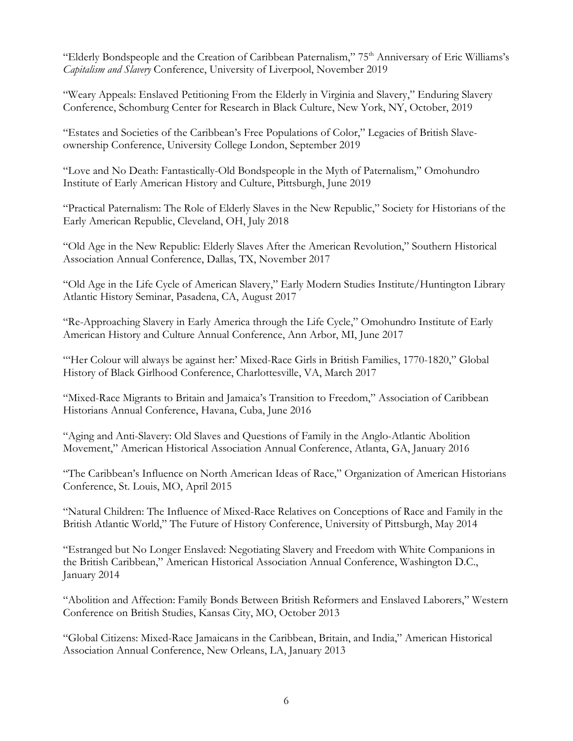"Elderly Bondspeople and the Creation of Caribbean Paternalism," 75th Anniversary of Eric Williams's *Capitalism and Slavery* Conference, University of Liverpool, November 2019

"Weary Appeals: Enslaved Petitioning From the Elderly in Virginia and Slavery," Enduring Slavery Conference, Schomburg Center for Research in Black Culture, New York, NY, October, 2019

"Estates and Societies of the Caribbean's Free Populations of Color," Legacies of British Slave-ownership Conference, University College London, September 2019

"Love and No Death: Fantastically-Old Bondspeople in the Myth of Paternalism," Omohundro Institute of Early American History and Culture, Pittsburgh, June 2019

"Practical Paternalism: The Role of Elderly Slaves in the New Republic," Society for Historians of the Early American Republic, Cleveland, OH, July 2018

"Old Age in the New Republic: Elderly Slaves After the American Revolution," Southern Historical Association Annual Conference, Dallas, TX, November 2017

"Old Age in the Life Cycle of American Slavery," Early Modern Studies Institute/Huntington Library Atlantic History Seminar, Pasadena, CA, August 2017

"Re-Approaching Slavery in Early America through the Life Cycle," Omohundro Institute of Early American History and Culture Annual Conference, Ann Arbor, MI, June 2017

"'Her Colour will always be against her:' Mixed-Race Girls in British Families, 1770-1820," Global History of Black Girlhood Conference, Charlottesville, VA, March 2017

"Mixed-Race Migrants to Britain and Jamaica's Transition to Freedom," Association of Caribbean Historians Annual Conference, Havana, Cuba, June 2016

"Aging and Anti-Slavery: Old Slaves and Questions of Family in the Anglo-Atlantic Abolition Movement," American Historical Association Annual Conference, Atlanta, GA, January 2016

"The Caribbean's Influence on North American Ideas of Race," Organization of American Historians Conference, St. Louis, MO, April 2015

"Natural Children: The Influence of Mixed-Race Relatives on Conceptions of Race and Family in the British Atlantic World," The Future of History Conference, University of Pittsburgh, May 2014

"Estranged but No Longer Enslaved: Negotiating Slavery and Freedom with White Companions in the British Caribbean," American Historical Association Annual Conference, Washington D.C., January 2014

"Abolition and Affection: Family Bonds Between British Reformers and Enslaved Laborers," Western Conference on British Studies, Kansas City, MO, October 2013

"Global Citizens: Mixed-Race Jamaicans in the Caribbean, Britain, and India," American Historical Association Annual Conference, New Orleans, LA, January 2013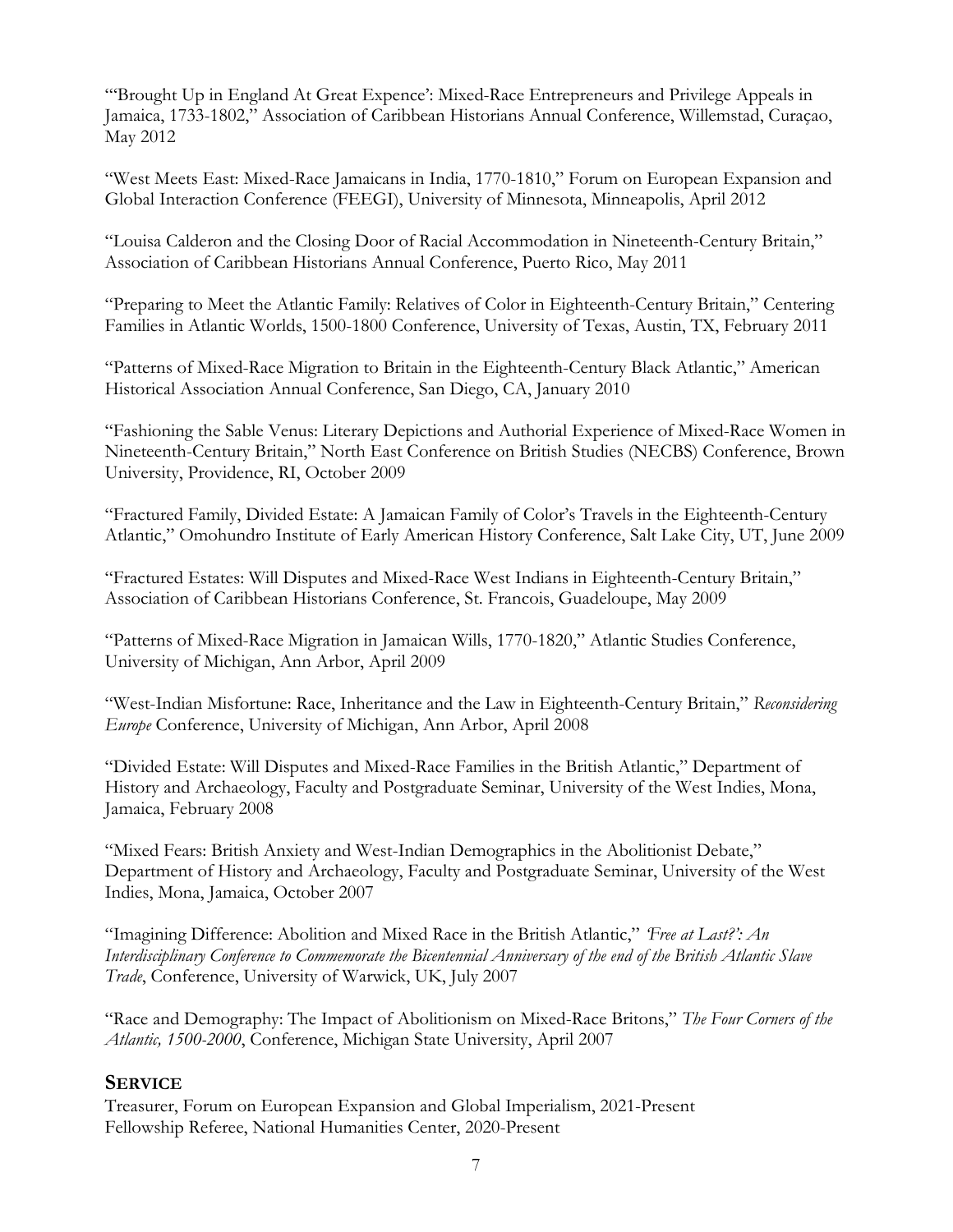"'Brought Up in England At Great Expence': Mixed-Race Entrepreneurs and Privilege Appeals in Jamaica, 1733-1802," Association of Caribbean Historians Annual Conference, Willemstad, Curaçao, May 2012

"West Meets East: Mixed-Race Jamaicans in India, 1770-1810," Forum on European Expansion and Global Interaction Conference (FEEGI), University of Minnesota, Minneapolis, April 2012

"Louisa Calderon and the Closing Door of Racial Accommodation in Nineteenth-Century Britain," Association of Caribbean Historians Annual Conference, Puerto Rico, May 2011

"Preparing to Meet the Atlantic Family: Relatives of Color in Eighteenth-Century Britain," Centering Families in Atlantic Worlds, 1500-1800 Conference, University of Texas, Austin, TX, February 2011

"Patterns of Mixed-Race Migration to Britain in the Eighteenth-Century Black Atlantic," American Historical Association Annual Conference, San Diego, CA, January 2010

"Fashioning the Sable Venus: Literary Depictions and Authorial Experience of Mixed-Race Women in Nineteenth-Century Britain," North East Conference on British Studies (NECBS) Conference, Brown University, Providence, RI, October 2009

"Fractured Family, Divided Estate: A Jamaican Family of Color's Travels in the Eighteenth-Century Atlantic," Omohundro Institute of Early American History Conference, Salt Lake City, UT, June 2009

"Fractured Estates: Will Disputes and Mixed-Race West Indians in Eighteenth-Century Britain," Association of Caribbean Historians Conference, St. Francois, Guadeloupe, May 2009

"Patterns of Mixed-Race Migration in Jamaican Wills, 1770-1820," Atlantic Studies Conference, University of Michigan, Ann Arbor, April 2009

"West-Indian Misfortune: Race, Inheritance and the Law in Eighteenth-Century Britain," *Reconsidering Europe* Conference, University of Michigan, Ann Arbor, April 2008

"Divided Estate: Will Disputes and Mixed-Race Families in the British Atlantic," Department of History and Archaeology, Faculty and Postgraduate Seminar, University of the West Indies, Mona, Jamaica, February 2008

"Mixed Fears: British Anxiety and West-Indian Demographics in the Abolitionist Debate," Department of History and Archaeology, Faculty and Postgraduate Seminar, University of the West Indies, Mona, Jamaica, October 2007

"Imagining Difference: Abolition and Mixed Race in the British Atlantic," *'Free at Last?': An Interdisciplinary Conference to Commemorate the Bicentennial Anniversary of the end of the British Atlantic Slave Trade*, Conference, University of Warwick, UK, July 2007

"Race and Demography: The Impact of Abolitionism on Mixed-Race Britons," *The Four Corners of the Atlantic, 1500-2000*, Conference, Michigan State University, April 2007

## SERVICE

Treasurer, Forum on European Expansion and Global Imperialism, 2021-Present
Fellowship Referee, National Humanities Center, 2020-Present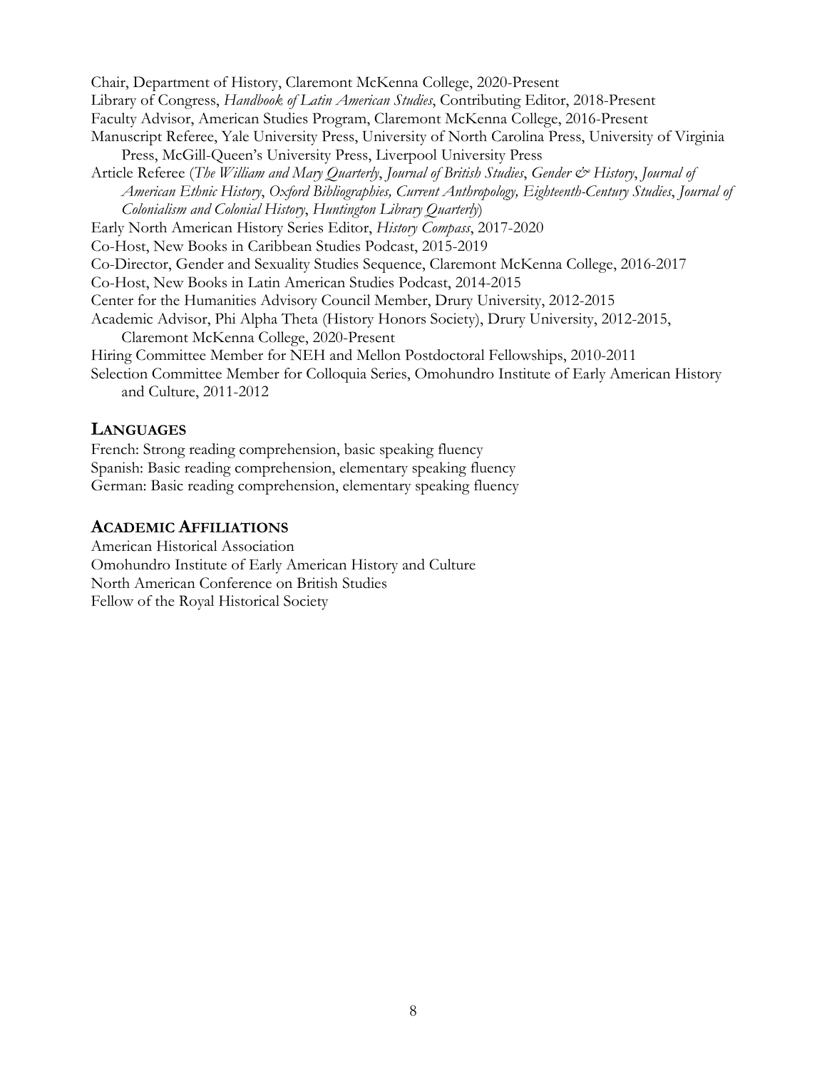Chair, Department of History, Claremont McKenna College, 2020-Present
Library of Congress, *Handbook of Latin American Studies*, Contributing Editor, 2018-Present
Faculty Advisor, American Studies Program, Claremont McKenna College, 2016-Present
Manuscript Referee, Yale University Press, University of North Carolina Press, University of Virginia Press, McGill-Queen's University Press, Liverpool University Press
Article Referee (*The William and Mary Quarterly*, *Journal of British Studies*, *Gender & History*, *Journal of American Ethnic History*, *Oxford Bibliographies, Current Anthropology, Eighteenth-Century Studies*, *Journal of Colonialism and Colonial History*, *Huntington Library Quarterly*)
Early North American History Series Editor, *History Compass*, 2017-2020
Co-Host, New Books in Caribbean Studies Podcast, 2015-2019
Co-Director, Gender and Sexuality Studies Sequence, Claremont McKenna College, 2016-2017
Co-Host, New Books in Latin American Studies Podcast, 2014-2015
Center for the Humanities Advisory Council Member, Drury University, 2012-2015
Academic Advisor, Phi Alpha Theta (History Honors Society), Drury University, 2012-2015, Claremont McKenna College, 2020-Present
Hiring Committee Member for NEH and Mellon Postdoctoral Fellowships, 2010-2011
Selection Committee Member for Colloquia Series, Omohundro Institute of Early American History and Culture, 2011-2012

## LANGUAGES

French: Strong reading comprehension, basic speaking fluency
Spanish: Basic reading comprehension, elementary speaking fluency
German: Basic reading comprehension, elementary speaking fluency

## ACADEMIC AFFILIATIONS

American Historical Association
Omohundro Institute of Early American History and Culture
North American Conference on British Studies
Fellow of the Royal Historical Society